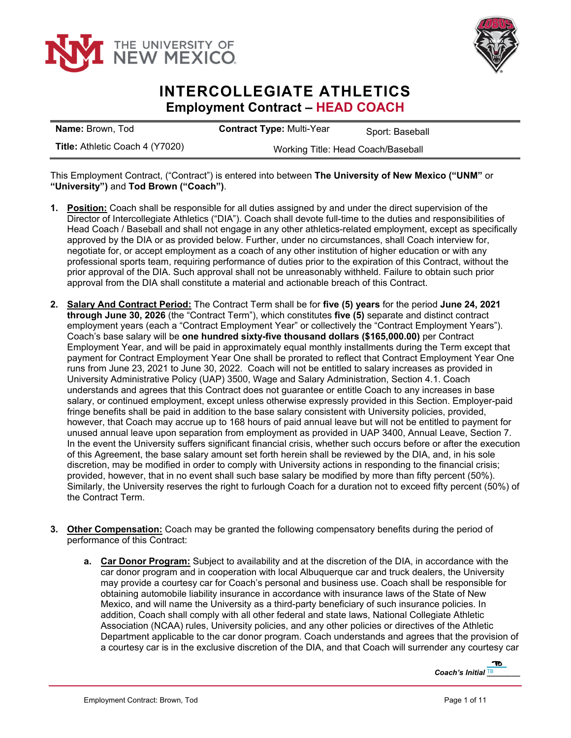# INTERCOLLEGIATE ATHLETICS

## Employment Contract – HEAD COACH

| **Name:** Brown, Tod | **Contract Type:** Multi-Year | Sport: Baseball |
|---|---|---|
| **Title:** Athletic Coach 4 (Y7020) | Working Title: Head Coach/Baseball | |

This Employment Contract, ("Contract") is entered into between **The University of New Mexico ("UNM"** or **"University")** and **Tod Brown ("Coach")**.

1. **Position:** Coach shall be responsible for all duties assigned by and under the direct supervision of the Director of Intercollegiate Athletics ("DIA"). Coach shall devote full-time to the duties and responsibilities of Head Coach / Baseball and shall not engage in any other athletics-related employment, except as specifically approved by the DIA or as provided below. Further, under no circumstances, shall Coach interview for, negotiate for, or accept employment as a coach of any other institution of higher education or with any professional sports team, requiring performance of duties prior to the expiration of this Contract, without the prior approval of the DIA. Such approval shall not be unreasonably withheld. Failure to obtain such prior approval from the DIA shall constitute a material and actionable breach of this Contract.

2. **Salary And Contract Period:** The Contract Term shall be for **five (5) years** for the period **June 24, 2021 through June 30, 2026** (the "Contract Term"), which constitutes **five (5)** separate and distinct contract employment years (each a "Contract Employment Year" or collectively the "Contract Employment Years"). Coach's base salary will be **one hundred sixty-five thousand dollars ($165,000.00)** per Contract Employment Year, and will be paid in approximately equal monthly installments during the Term except that payment for Contract Employment Year One shall be prorated to reflect that Contract Employment Year One runs from June 23, 2021 to June 30, 2022. Coach will not be entitled to salary increases as provided in University Administrative Policy (UAP) 3500, Wage and Salary Administration, Section 4.1. Coach understands and agrees that this Contract does not guarantee or entitle Coach to any increases in base salary, or continued employment, except unless otherwise expressly provided in this Section. Employer-paid fringe benefits shall be paid in addition to the base salary consistent with University policies, provided, however, that Coach may accrue up to 168 hours of paid annual leave but will not be entitled to payment for unused annual leave upon separation from employment as provided in UAP 3400, Annual Leave, Section 7. In the event the University suffers significant financial crisis, whether such occurs before or after the execution of this Agreement, the base salary amount set forth herein shall be reviewed by the DIA, and, in his sole discretion, may be modified in order to comply with University actions in responding to the financial crisis; provided, however, that in no event shall such base salary be modified by more than fifty percent (50%). Similarly, the University reserves the right to furlough Coach for a duration not to exceed fifty percent (50%) of the Contract Term.

3. **Other Compensation:** Coach may be granted the following compensatory benefits during the period of performance of this Contract:

   a. **Car Donor Program:** Subject to availability and at the discretion of the DIA, in accordance with the car donor program and in cooperation with local Albuquerque car and truck dealers, the University may provide a courtesy car for Coach's personal and business use. Coach shall be responsible for obtaining automobile liability insurance in accordance with insurance laws of the State of New Mexico, and will name the University as a third-party beneficiary of such insurance policies. In addition, Coach shall comply with all other federal and state laws, National Collegiate Athletic Association (NCAA) rules, University policies, and any other policies or directives of the Athletic Department applicable to the car donor program. Coach understands and agrees that the provision of a courtesy car is in the exclusive discretion of the DIA, and that Coach will surrender any courtesy car

*Coach's Initial* TB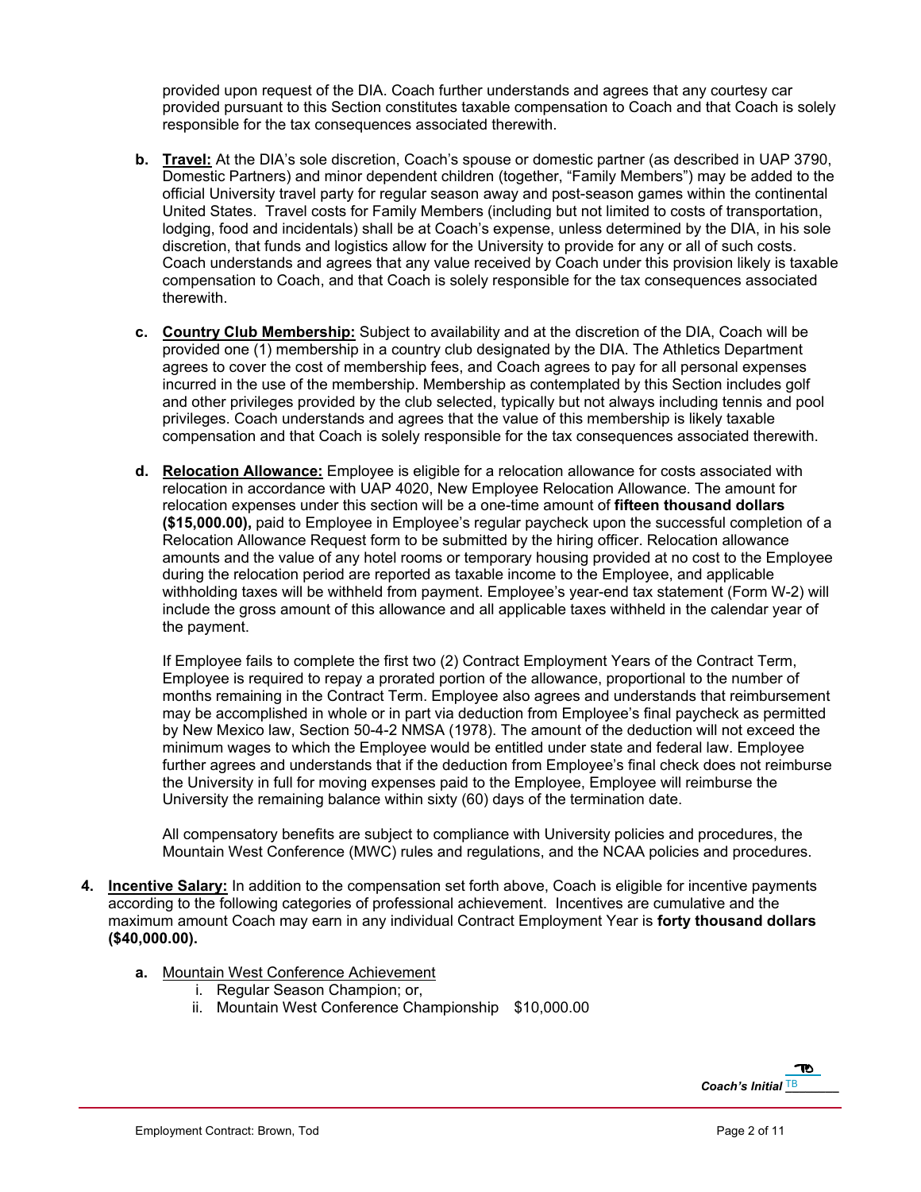provided upon request of the DIA. Coach further understands and agrees that any courtesy car provided pursuant to this Section constitutes taxable compensation to Coach and that Coach is solely responsible for the tax consequences associated therewith.

**b. Travel:** At the DIA's sole discretion, Coach's spouse or domestic partner (as described in UAP 3790, Domestic Partners) and minor dependent children (together, "Family Members") may be added to the official University travel party for regular season away and post-season games within the continental United States. Travel costs for Family Members (including but not limited to costs of transportation, lodging, food and incidentals) shall be at Coach's expense, unless determined by the DIA, in his sole discretion, that funds and logistics allow for the University to provide for any or all of such costs. Coach understands and agrees that any value received by Coach under this provision likely is taxable compensation to Coach, and that Coach is solely responsible for the tax consequences associated therewith.

**c. Country Club Membership:** Subject to availability and at the discretion of the DIA, Coach will be provided one (1) membership in a country club designated by the DIA. The Athletics Department agrees to cover the cost of membership fees, and Coach agrees to pay for all personal expenses incurred in the use of the membership. Membership as contemplated by this Section includes golf and other privileges provided by the club selected, typically but not always including tennis and pool privileges. Coach understands and agrees that the value of this membership is likely taxable compensation and that Coach is solely responsible for the tax consequences associated therewith.

**d. Relocation Allowance:** Employee is eligible for a relocation allowance for costs associated with relocation in accordance with UAP 4020, New Employee Relocation Allowance. The amount for relocation expenses under this section will be a one-time amount of **fifteen thousand dollars ($15,000.00),** paid to Employee in Employee's regular paycheck upon the successful completion of a Relocation Allowance Request form to be submitted by the hiring officer. Relocation allowance amounts and the value of any hotel rooms or temporary housing provided at no cost to the Employee during the relocation period are reported as taxable income to the Employee, and applicable withholding taxes will be withheld from payment. Employee's year-end tax statement (Form W-2) will include the gross amount of this allowance and all applicable taxes withheld in the calendar year of the payment.

If Employee fails to complete the first two (2) Contract Employment Years of the Contract Term, Employee is required to repay a prorated portion of the allowance, proportional to the number of months remaining in the Contract Term. Employee also agrees and understands that reimbursement may be accomplished in whole or in part via deduction from Employee's final paycheck as permitted by New Mexico law, Section 50-4-2 NMSA (1978). The amount of the deduction will not exceed the minimum wages to which the Employee would be entitled under state and federal law. Employee further agrees and understands that if the deduction from Employee's final check does not reimburse the University in full for moving expenses paid to the Employee, Employee will reimburse the University the remaining balance within sixty (60) days of the termination date.

All compensatory benefits are subject to compliance with University policies and procedures, the Mountain West Conference (MWC) rules and regulations, and the NCAA policies and procedures.

**4. Incentive Salary:** In addition to the compensation set forth above, Coach is eligible for incentive payments according to the following categories of professional achievement. Incentives are cumulative and the maximum amount Coach may earn in any individual Contract Employment Year is **forty thousand dollars ($40,000.00).**

**a.** Mountain West Conference Achievement

i. Regular Season Champion; or,

ii. Mountain West Conference Championship $10,000.00

*Coach's Initial* TB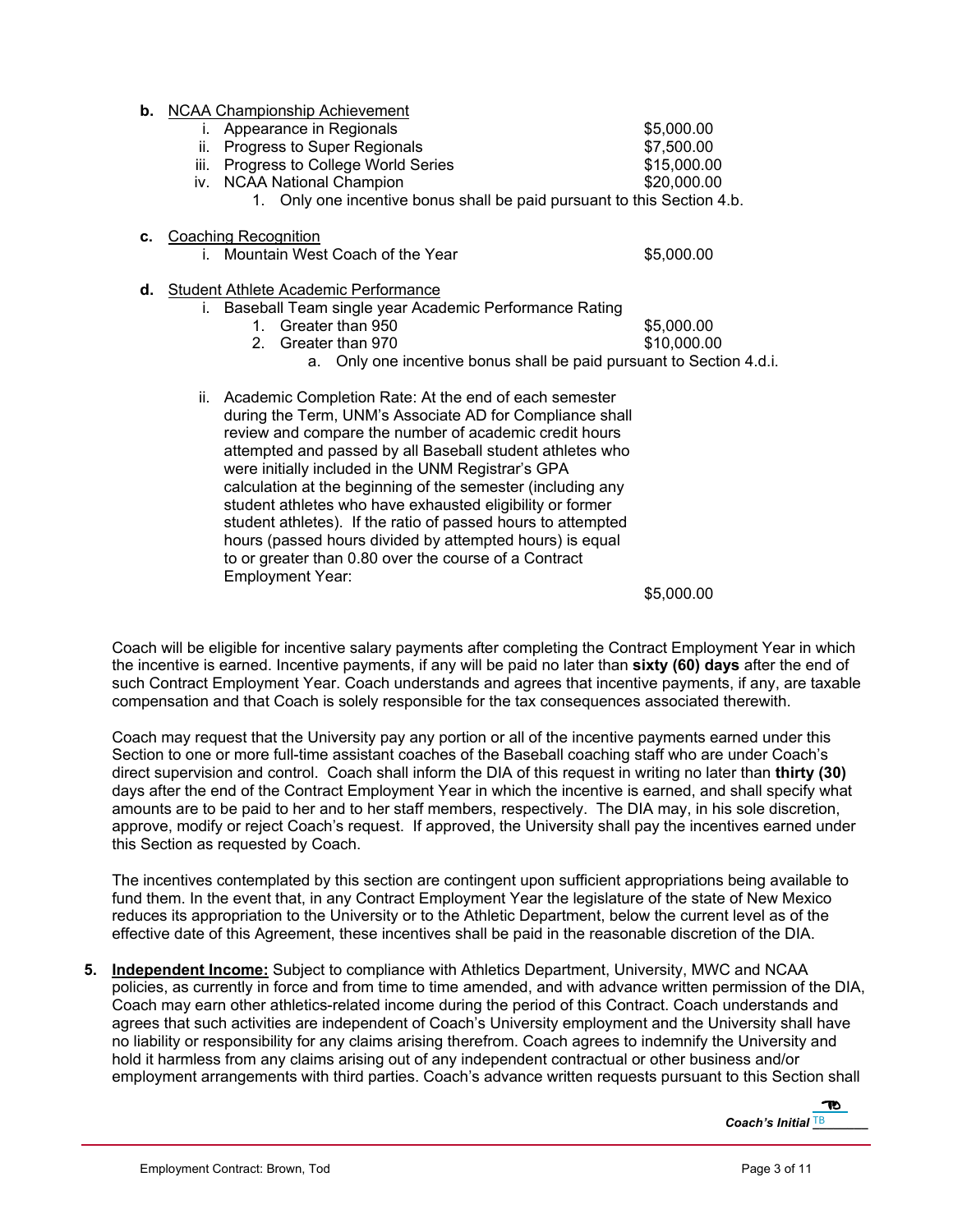**b.** NCAA Championship Achievement

i. Appearance in Regionals — $5,000.00

ii. Progress to Super Regionals — $7,500.00

iii. Progress to College World Series — $15,000.00

iv. NCAA National Champion — $20,000.00

1. Only one incentive bonus shall be paid pursuant to this Section 4.b.

**c.** Coaching Recognition

i. Mountain West Coach of the Year — $5,000.00

**d.** Student Athlete Academic Performance

i. Baseball Team single year Academic Performance Rating

1. Greater than 950 — $5,000.00
2. Greater than 970 — $10,000.00

a. Only one incentive bonus shall be paid pursuant to Section 4.d.i.

ii. Academic Completion Rate: At the end of each semester during the Term, UNM's Associate AD for Compliance shall review and compare the number of academic credit hours attempted and passed by all Baseball student athletes who were initially included in the UNM Registrar's GPA calculation at the beginning of the semester (including any student athletes who have exhausted eligibility or former student athletes). If the ratio of passed hours to attempted hours (passed hours divided by attempted hours) is equal to or greater than 0.80 over the course of a Contract Employment Year: — $5,000.00

Coach will be eligible for incentive salary payments after completing the Contract Employment Year in which the incentive is earned. Incentive payments, if any will be paid no later than **sixty (60) days** after the end of such Contract Employment Year. Coach understands and agrees that incentive payments, if any, are taxable compensation and that Coach is solely responsible for the tax consequences associated therewith.

Coach may request that the University pay any portion or all of the incentive payments earned under this Section to one or more full-time assistant coaches of the Baseball coaching staff who are under Coach's direct supervision and control. Coach shall inform the DIA of this request in writing no later than **thirty (30)** days after the end of the Contract Employment Year in which the incentive is earned, and shall specify what amounts are to be paid to her and to her staff members, respectively. The DIA may, in his sole discretion, approve, modify or reject Coach's request. If approved, the University shall pay the incentives earned under this Section as requested by Coach.

The incentives contemplated by this section are contingent upon sufficient appropriations being available to fund them. In the event that, in any Contract Employment Year the legislature of the state of New Mexico reduces its appropriation to the University or to the Athletic Department, below the current level as of the effective date of this Agreement, these incentives shall be paid in the reasonable discretion of the DIA.

**5. Independent Income:** Subject to compliance with Athletics Department, University, MWC and NCAA policies, as currently in force and from time to time amended, and with advance written permission of the DIA, Coach may earn other athletics-related income during the period of this Contract. Coach understands and agrees that such activities are independent of Coach's University employment and the University shall have no liability or responsibility for any claims arising therefrom. Coach agrees to indemnify the University and hold it harmless from any claims arising out of any independent contractual or other business and/or employment arrangements with third parties. Coach's advance written requests pursuant to this Section shall

*Coach's Initial* TB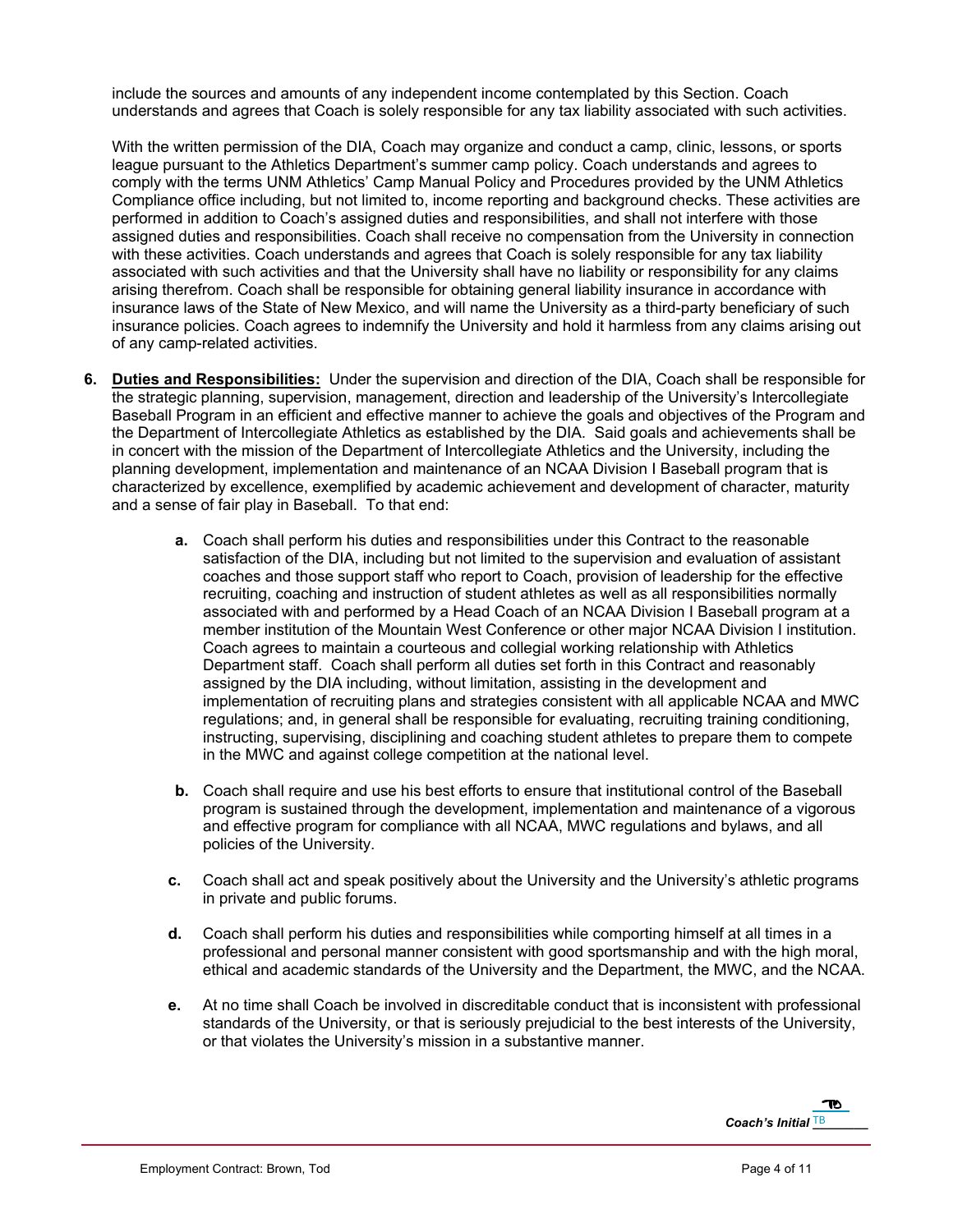include the sources and amounts of any independent income contemplated by this Section. Coach understands and agrees that Coach is solely responsible for any tax liability associated with such activities.

With the written permission of the DIA, Coach may organize and conduct a camp, clinic, lessons, or sports league pursuant to the Athletics Department's summer camp policy. Coach understands and agrees to comply with the terms UNM Athletics' Camp Manual Policy and Procedures provided by the UNM Athletics Compliance office including, but not limited to, income reporting and background checks. These activities are performed in addition to Coach's assigned duties and responsibilities, and shall not interfere with those assigned duties and responsibilities. Coach shall receive no compensation from the University in connection with these activities. Coach understands and agrees that Coach is solely responsible for any tax liability associated with such activities and that the University shall have no liability or responsibility for any claims arising therefrom. Coach shall be responsible for obtaining general liability insurance in accordance with insurance laws of the State of New Mexico, and will name the University as a third-party beneficiary of such insurance policies. Coach agrees to indemnify the University and hold it harmless from any claims arising out of any camp-related activities.

**6.** **Duties and Responsibilities:** Under the supervision and direction of the DIA, Coach shall be responsible for the strategic planning, supervision, management, direction and leadership of the University's Intercollegiate Baseball Program in an efficient and effective manner to achieve the goals and objectives of the Program and the Department of Intercollegiate Athletics as established by the DIA. Said goals and achievements shall be in concert with the mission of the Department of Intercollegiate Athletics and the University, including the planning development, implementation and maintenance of an NCAA Division I Baseball program that is characterized by excellence, exemplified by academic achievement and development of character, maturity and a sense of fair play in Baseball. To that end:

- **a.** Coach shall perform his duties and responsibilities under this Contract to the reasonable satisfaction of the DIA, including but not limited to the supervision and evaluation of assistant coaches and those support staff who report to Coach, provision of leadership for the effective recruiting, coaching and instruction of student athletes as well as all responsibilities normally associated with and performed by a Head Coach of an NCAA Division I Baseball program at a member institution of the Mountain West Conference or other major NCAA Division I institution. Coach agrees to maintain a courteous and collegial working relationship with Athletics Department staff. Coach shall perform all duties set forth in this Contract and reasonably assigned by the DIA including, without limitation, assisting in the development and implementation of recruiting plans and strategies consistent with all applicable NCAA and MWC regulations; and, in general shall be responsible for evaluating, recruiting training conditioning, instructing, supervising, disciplining and coaching student athletes to prepare them to compete in the MWC and against college competition at the national level.

- **b.** Coach shall require and use his best efforts to ensure that institutional control of the Baseball program is sustained through the development, implementation and maintenance of a vigorous and effective program for compliance with all NCAA, MWC regulations and bylaws, and all policies of the University.

- **c.** Coach shall act and speak positively about the University and the University's athletic programs in private and public forums.

- **d.** Coach shall perform his duties and responsibilities while comporting himself at all times in a professional and personal manner consistent with good sportsmanship and with the high moral, ethical and academic standards of the University and the Department, the MWC, and the NCAA.

- **e.** At no time shall Coach be involved in discreditable conduct that is inconsistent with professional standards of the University, or that is seriously prejudicial to the best interests of the University, or that violates the University's mission in a substantive manner.

***Coach's Initial*** TB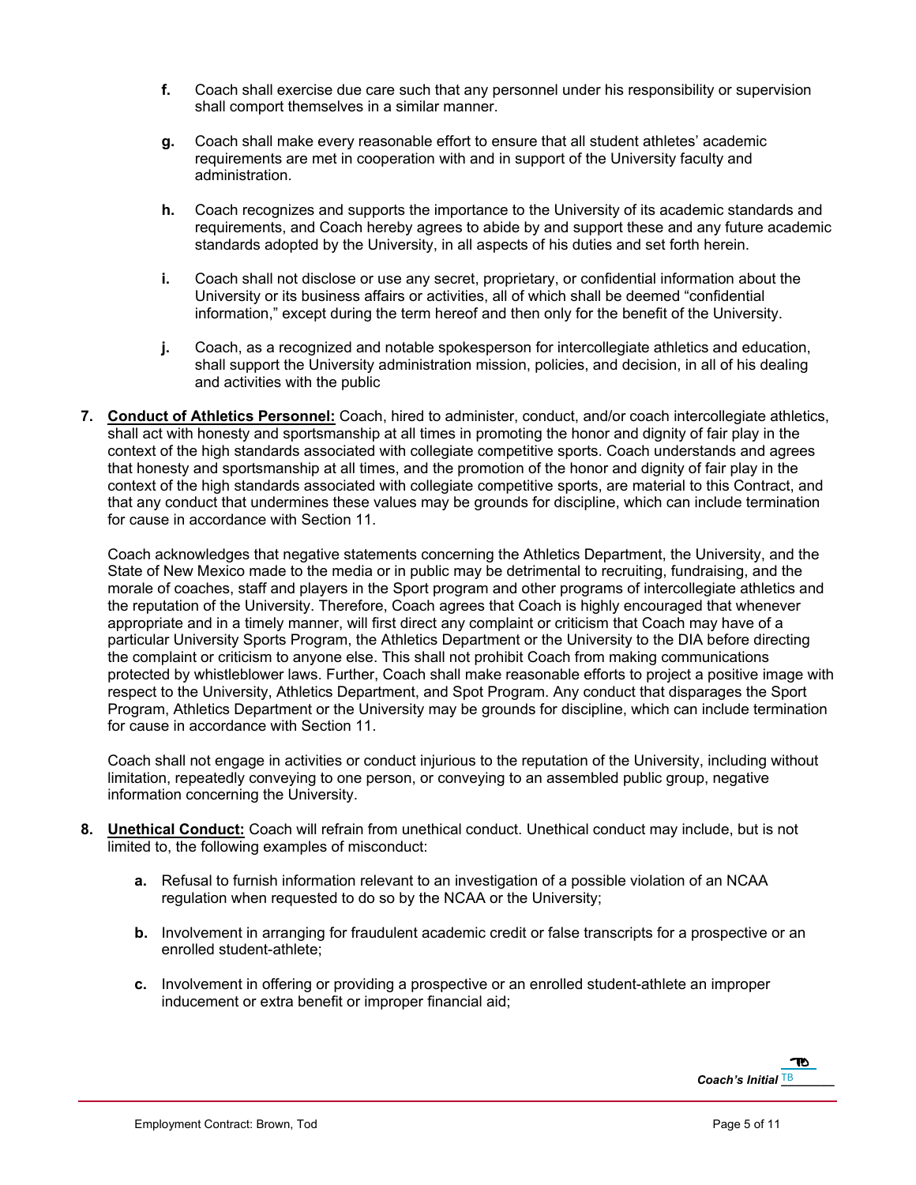**f.** Coach shall exercise due care such that any personnel under his responsibility or supervision shall comport themselves in a similar manner.

**g.** Coach shall make every reasonable effort to ensure that all student athletes' academic requirements are met in cooperation with and in support of the University faculty and administration.

**h.** Coach recognizes and supports the importance to the University of its academic standards and requirements, and Coach hereby agrees to abide by and support these and any future academic standards adopted by the University, in all aspects of his duties and set forth herein.

**i.** Coach shall not disclose or use any secret, proprietary, or confidential information about the University or its business affairs or activities, all of which shall be deemed "confidential information," except during the term hereof and then only for the benefit of the University.

**j.** Coach, as a recognized and notable spokesperson for intercollegiate athletics and education, shall support the University administration mission, policies, and decision, in all of his dealing and activities with the public

**7. Conduct of Athletics Personnel:** Coach, hired to administer, conduct, and/or coach intercollegiate athletics, shall act with honesty and sportsmanship at all times in promoting the honor and dignity of fair play in the context of the high standards associated with collegiate competitive sports. Coach understands and agrees that honesty and sportsmanship at all times, and the promotion of the honor and dignity of fair play in the context of the high standards associated with collegiate competitive sports, are material to this Contract, and that any conduct that undermines these values may be grounds for discipline, which can include termination for cause in accordance with Section 11.

Coach acknowledges that negative statements concerning the Athletics Department, the University, and the State of New Mexico made to the media or in public may be detrimental to recruiting, fundraising, and the morale of coaches, staff and players in the Sport program and other programs of intercollegiate athletics and the reputation of the University. Therefore, Coach agrees that Coach is highly encouraged that whenever appropriate and in a timely manner, will first direct any complaint or criticism that Coach may have of a particular University Sports Program, the Athletics Department or the University to the DIA before directing the complaint or criticism to anyone else. This shall not prohibit Coach from making communications protected by whistleblower laws. Further, Coach shall make reasonable efforts to project a positive image with respect to the University, Athletics Department, and Spot Program. Any conduct that disparages the Sport Program, Athletics Department or the University may be grounds for discipline, which can include termination for cause in accordance with Section 11.

Coach shall not engage in activities or conduct injurious to the reputation of the University, including without limitation, repeatedly conveying to one person, or conveying to an assembled public group, negative information concerning the University.

**8. Unethical Conduct:** Coach will refrain from unethical conduct. Unethical conduct may include, but is not limited to, the following examples of misconduct:

**a.** Refusal to furnish information relevant to an investigation of a possible violation of an NCAA regulation when requested to do so by the NCAA or the University;

**b.** Involvement in arranging for fraudulent academic credit or false transcripts for a prospective or an enrolled student-athlete;

**c.** Involvement in offering or providing a prospective or an enrolled student-athlete an improper inducement or extra benefit or improper financial aid;

*Coach's Initial* TB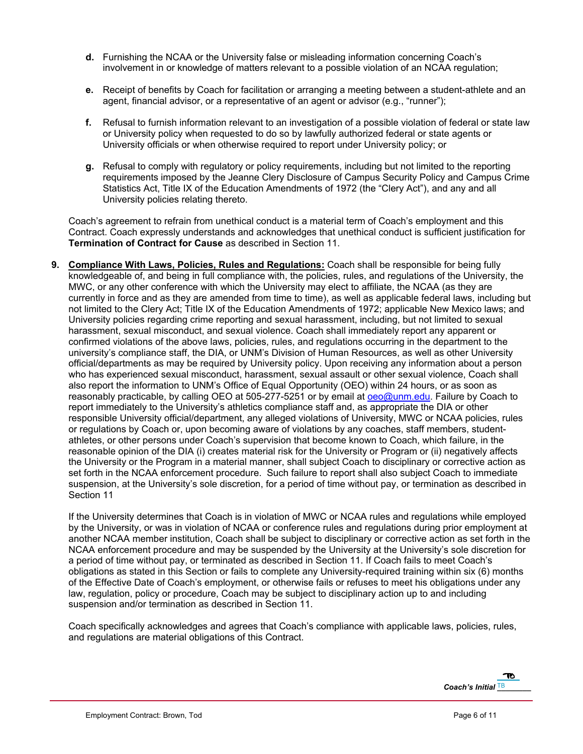- **d.** Furnishing the NCAA or the University false or misleading information concerning Coach's involvement in or knowledge of matters relevant to a possible violation of an NCAA regulation;

- **e.** Receipt of benefits by Coach for facilitation or arranging a meeting between a student-athlete and an agent, financial advisor, or a representative of an agent or advisor (e.g., "runner");

- **f.** Refusal to furnish information relevant to an investigation of a possible violation of federal or state law or University policy when requested to do so by lawfully authorized federal or state agents or University officials or when otherwise required to report under University policy; or

- **g.** Refusal to comply with regulatory or policy requirements, including but not limited to the reporting requirements imposed by the Jeanne Clery Disclosure of Campus Security Policy and Campus Crime Statistics Act, Title IX of the Education Amendments of 1972 (the "Clery Act"), and any and all University policies relating thereto.

Coach's agreement to refrain from unethical conduct is a material term of Coach's employment and this Contract. Coach expressly understands and acknowledges that unethical conduct is sufficient justification for **Termination of Contract for Cause** as described in Section 11.

**9.** **Compliance With Laws, Policies, Rules and Regulations:** Coach shall be responsible for being fully knowledgeable of, and being in full compliance with, the policies, rules, and regulations of the University, the MWC, or any other conference with which the University may elect to affiliate, the NCAA (as they are currently in force and as they are amended from time to time), as well as applicable federal laws, including but not limited to the Clery Act; Title IX of the Education Amendments of 1972; applicable New Mexico laws; and University policies regarding crime reporting and sexual harassment, including, but not limited to sexual harassment, sexual misconduct, and sexual violence. Coach shall immediately report any apparent or confirmed violations of the above laws, policies, rules, and regulations occurring in the department to the university's compliance staff, the DIA, or UNM's Division of Human Resources, as well as other University official/departments as may be required by University policy. Upon receiving any information about a person who has experienced sexual misconduct, harassment, sexual assault or other sexual violence, Coach shall also report the information to UNM's Office of Equal Opportunity (OEO) within 24 hours, or as soon as reasonably practicable, by calling OEO at 505-277-5251 or by email at oeo@unm.edu. Failure by Coach to report immediately to the University's athletics compliance staff and, as appropriate the DIA or other responsible University official/department, any alleged violations of University, MWC or NCAA policies, rules or regulations by Coach or, upon becoming aware of violations by any coaches, staff members, student-athletes, or other persons under Coach's supervision that become known to Coach, which failure, in the reasonable opinion of the DIA (i) creates material risk for the University or Program or (ii) negatively affects the University or the Program in a material manner, shall subject Coach to disciplinary or corrective action as set forth in the NCAA enforcement procedure. Such failure to report shall also subject Coach to immediate suspension, at the University's sole discretion, for a period of time without pay, or termination as described in Section 11

If the University determines that Coach is in violation of MWC or NCAA rules and regulations while employed by the University, or was in violation of NCAA or conference rules and regulations during prior employment at another NCAA member institution, Coach shall be subject to disciplinary or corrective action as set forth in the NCAA enforcement procedure and may be suspended by the University at the University's sole discretion for a period of time without pay, or terminated as described in Section 11. If Coach fails to meet Coach's obligations as stated in this Section or fails to complete any University-required training within six (6) months of the Effective Date of Coach's employment, or otherwise fails or refuses to meet his obligations under any law, regulation, policy or procedure, Coach may be subject to disciplinary action up to and including suspension and/or termination as described in Section 11.

Coach specifically acknowledges and agrees that Coach's compliance with applicable laws, policies, rules, and regulations are material obligations of this Contract.

***Coach's Initial*** TB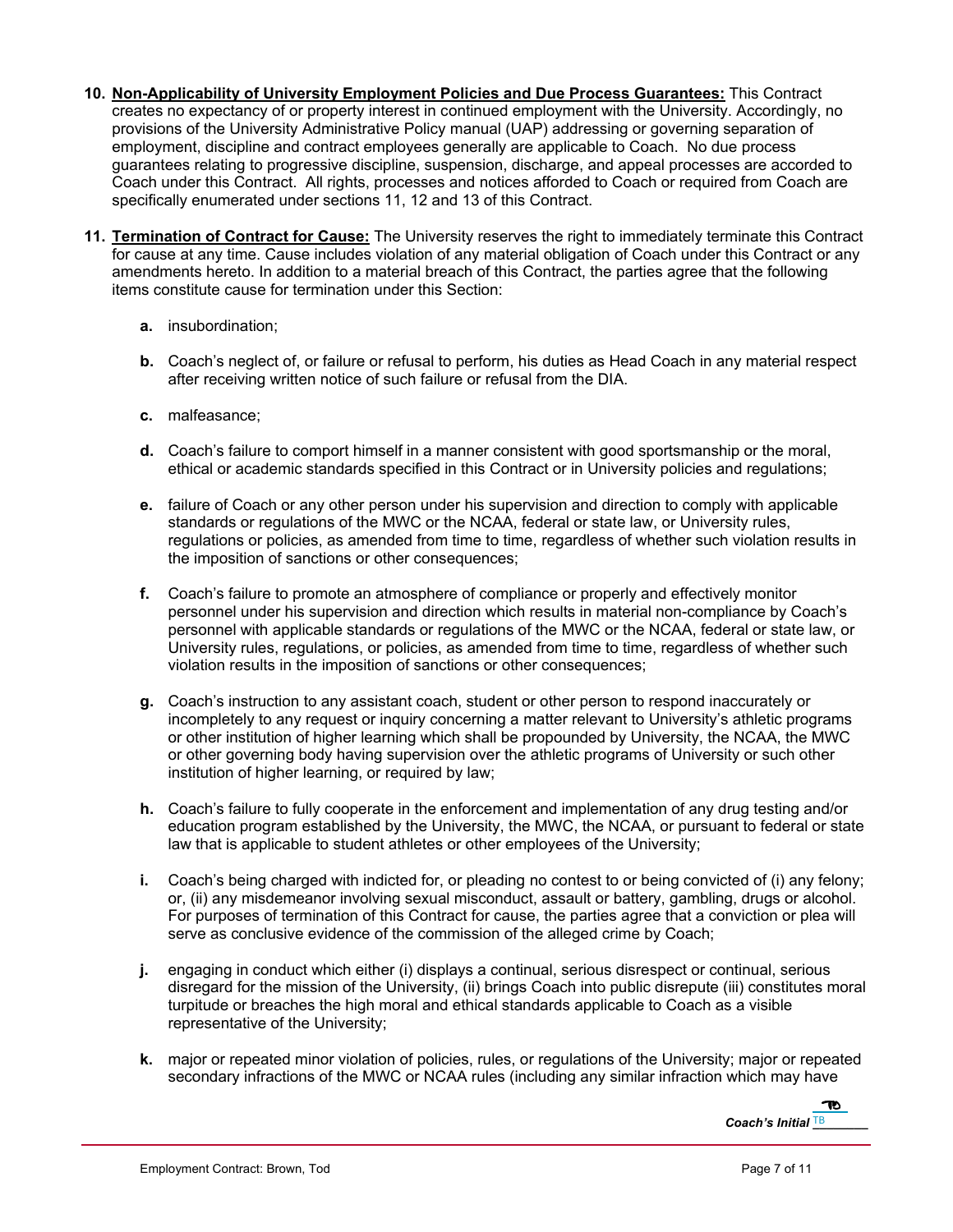10. **<u>Non-Applicability of University Employment Policies and Due Process Guarantees:</u>** This Contract creates no expectancy of or property interest in continued employment with the University. Accordingly, no provisions of the University Administrative Policy manual (UAP) addressing or governing separation of employment, discipline and contract employees generally are applicable to Coach. No due process guarantees relating to progressive discipline, suspension, discharge, and appeal processes are accorded to Coach under this Contract. All rights, processes and notices afforded to Coach or required from Coach are specifically enumerated under sections 11, 12 and 13 of this Contract.

11. **<u>Termination of Contract for Cause:</u>** The University reserves the right to immediately terminate this Contract for cause at any time. Cause includes violation of any material obligation of Coach under this Contract or any amendments hereto. In addition to a material breach of this Contract, the parties agree that the following items constitute cause for termination under this Section:

    **a.** insubordination;

    **b.** Coach's neglect of, or failure or refusal to perform, his duties as Head Coach in any material respect after receiving written notice of such failure or refusal from the DIA.

    **c.** malfeasance;

    **d.** Coach's failure to comport himself in a manner consistent with good sportsmanship or the moral, ethical or academic standards specified in this Contract or in University policies and regulations;

    **e.** failure of Coach or any other person under his supervision and direction to comply with applicable standards or regulations of the MWC or the NCAA, federal or state law, or University rules, regulations or policies, as amended from time to time, regardless of whether such violation results in the imposition of sanctions or other consequences;

    **f.** Coach's failure to promote an atmosphere of compliance or properly and effectively monitor personnel under his supervision and direction which results in material non-compliance by Coach's personnel with applicable standards or regulations of the MWC or the NCAA, federal or state law, or University rules, regulations, or policies, as amended from time to time, regardless of whether such violation results in the imposition of sanctions or other consequences;

    **g.** Coach's instruction to any assistant coach, student or other person to respond inaccurately or incompletely to any request or inquiry concerning a matter relevant to University's athletic programs or other institution of higher learning which shall be propounded by University, the NCAA, the MWC or other governing body having supervision over the athletic programs of University or such other institution of higher learning, or required by law;

    **h.** Coach's failure to fully cooperate in the enforcement and implementation of any drug testing and/or education program established by the University, the MWC, the NCAA, or pursuant to federal or state law that is applicable to student athletes or other employees of the University;

    **i.** Coach's being charged with indicted for, or pleading no contest to or being convicted of (i) any felony; or, (ii) any misdemeanor involving sexual misconduct, assault or battery, gambling, drugs or alcohol. For purposes of termination of this Contract for cause, the parties agree that a conviction or plea will serve as conclusive evidence of the commission of the alleged crime by Coach;

    **j.** engaging in conduct which either (i) displays a continual, serious disrespect or continual, serious disregard for the mission of the University, (ii) brings Coach into public disrepute (iii) constitutes moral turpitude or breaches the high moral and ethical standards applicable to Coach as a visible representative of the University;

    **k.** major or repeated minor violation of policies, rules, or regulations of the University; major or repeated secondary infractions of the MWC or NCAA rules (including any similar infraction which may have

***Coach's Initial*** TB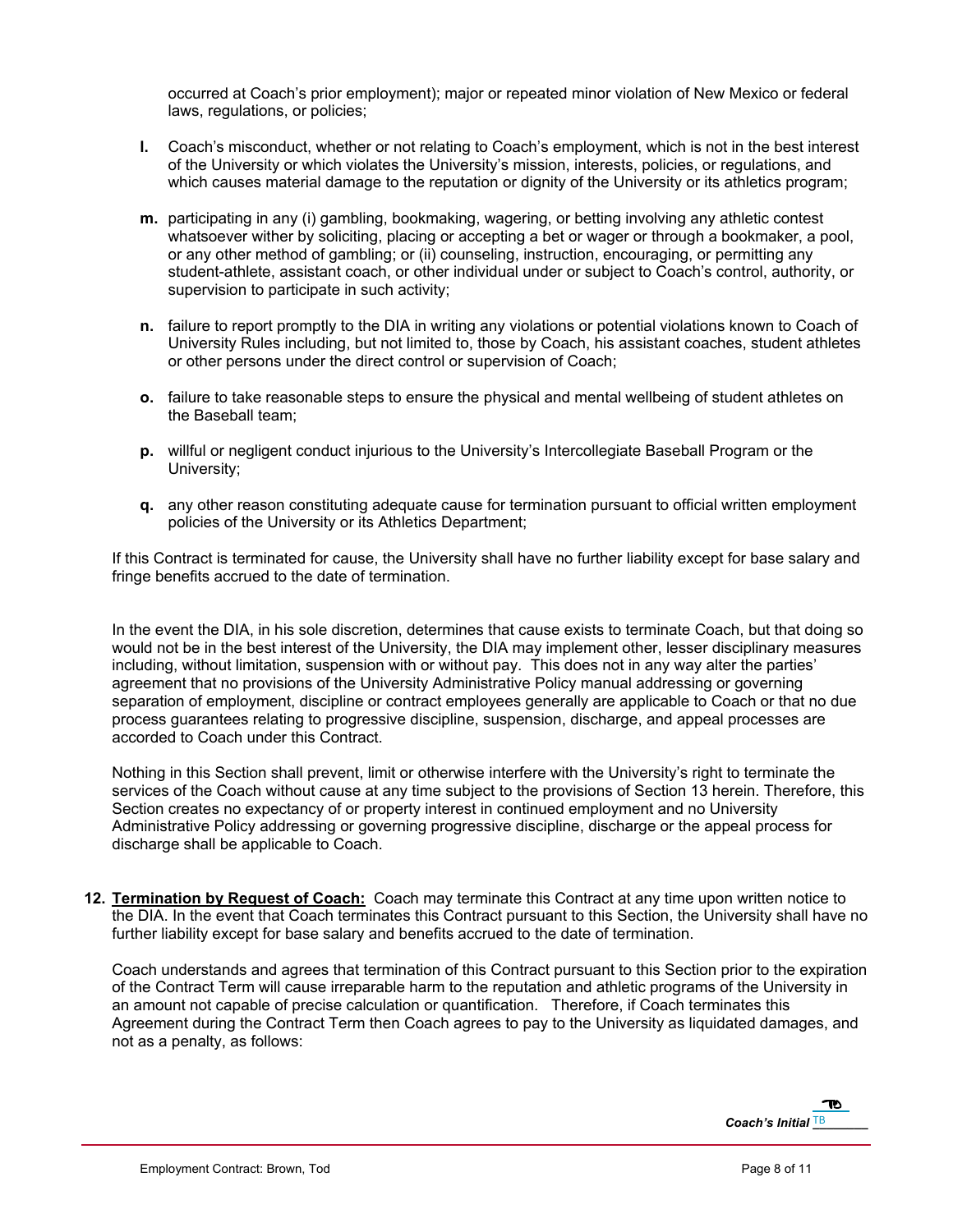occurred at Coach's prior employment); major or repeated minor violation of New Mexico or federal laws, regulations, or policies;

**l.** Coach's misconduct, whether or not relating to Coach's employment, which is not in the best interest of the University or which violates the University's mission, interests, policies, or regulations, and which causes material damage to the reputation or dignity of the University or its athletics program;

**m.** participating in any (i) gambling, bookmaking, wagering, or betting involving any athletic contest whatsoever wither by soliciting, placing or accepting a bet or wager or through a bookmaker, a pool, or any other method of gambling; or (ii) counseling, instruction, encouraging, or permitting any student-athlete, assistant coach, or other individual under or subject to Coach's control, authority, or supervision to participate in such activity;

**n.** failure to report promptly to the DIA in writing any violations or potential violations known to Coach of University Rules including, but not limited to, those by Coach, his assistant coaches, student athletes or other persons under the direct control or supervision of Coach;

**o.** failure to take reasonable steps to ensure the physical and mental wellbeing of student athletes on the Baseball team;

**p.** willful or negligent conduct injurious to the University's Intercollegiate Baseball Program or the University;

**q.** any other reason constituting adequate cause for termination pursuant to official written employment policies of the University or its Athletics Department;

If this Contract is terminated for cause, the University shall have no further liability except for base salary and fringe benefits accrued to the date of termination.

In the event the DIA, in his sole discretion, determines that cause exists to terminate Coach, but that doing so would not be in the best interest of the University, the DIA may implement other, lesser disciplinary measures including, without limitation, suspension with or without pay. This does not in any way alter the parties' agreement that no provisions of the University Administrative Policy manual addressing or governing separation of employment, discipline or contract employees generally are applicable to Coach or that no due process guarantees relating to progressive discipline, suspension, discharge, and appeal processes are accorded to Coach under this Contract.

Nothing in this Section shall prevent, limit or otherwise interfere with the University's right to terminate the services of the Coach without cause at any time subject to the provisions of Section 13 herein. Therefore, this Section creates no expectancy of or property interest in continued employment and no University Administrative Policy addressing or governing progressive discipline, discharge or the appeal process for discharge shall be applicable to Coach.

**12. Termination by Request of Coach:** Coach may terminate this Contract at any time upon written notice to the DIA. In the event that Coach terminates this Contract pursuant to this Section, the University shall have no further liability except for base salary and benefits accrued to the date of termination.

Coach understands and agrees that termination of this Contract pursuant to this Section prior to the expiration of the Contract Term will cause irreparable harm to the reputation and athletic programs of the University in an amount not capable of precise calculation or quantification. Therefore, if Coach terminates this Agreement during the Contract Term then Coach agrees to pay to the University as liquidated damages, and not as a penalty, as follows:

*Coach's Initial* TB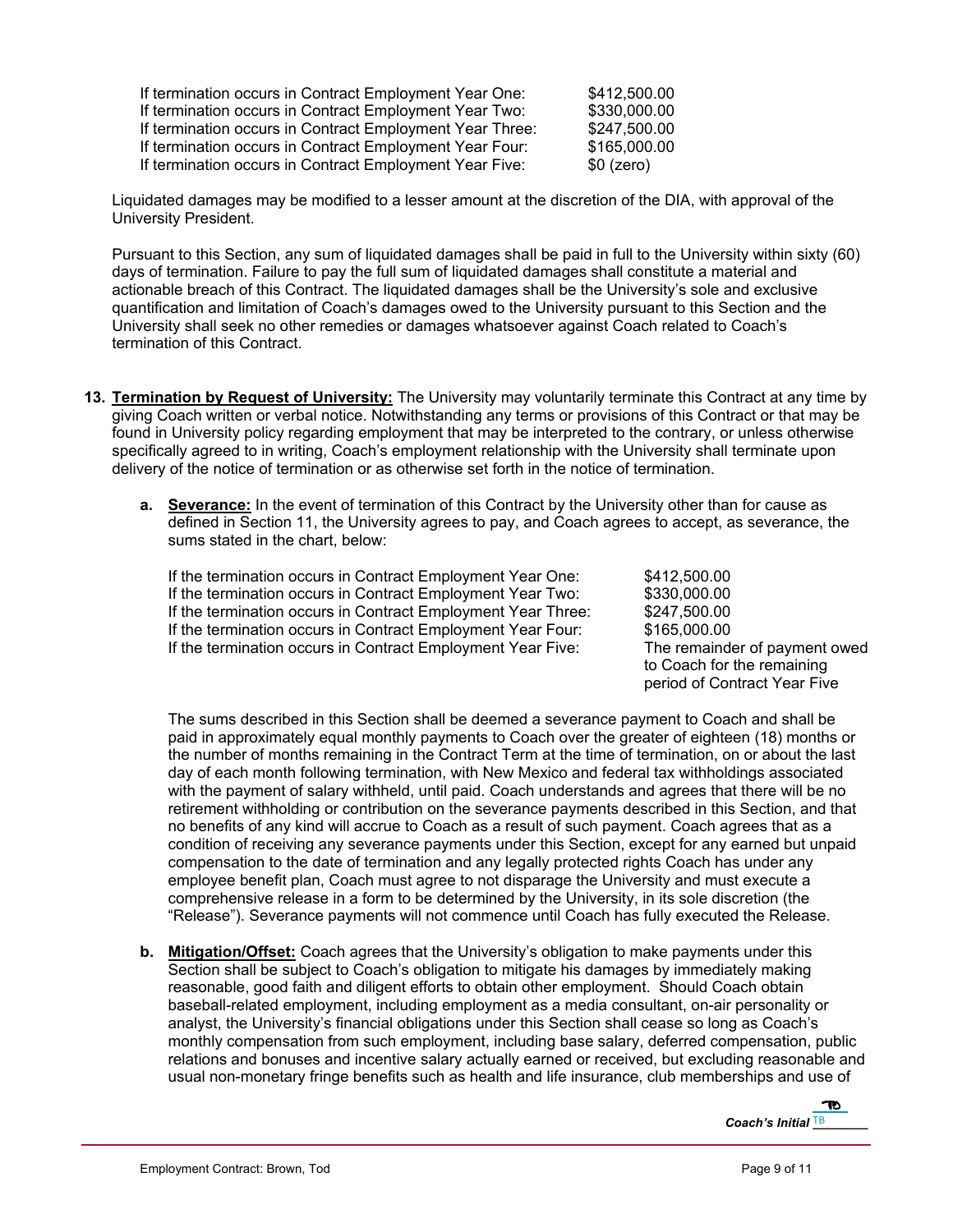| | |
|---|---|
| If termination occurs in Contract Employment Year One: | $412,500.00 |
| If termination occurs in Contract Employment Year Two: | $330,000.00 |
| If termination occurs in Contract Employment Year Three: | $247,500.00 |
| If termination occurs in Contract Employment Year Four: | $165,000.00 |
| If termination occurs in Contract Employment Year Five: | $0 (zero) |

Liquidated damages may be modified to a lesser amount at the discretion of the DIA, with approval of the University President.

Pursuant to this Section, any sum of liquidated damages shall be paid in full to the University within sixty (60) days of termination. Failure to pay the full sum of liquidated damages shall constitute a material and actionable breach of this Contract. The liquidated damages shall be the University's sole and exclusive quantification and limitation of Coach's damages owed to the University pursuant to this Section and the University shall seek no other remedies or damages whatsoever against Coach related to Coach's termination of this Contract.

**13. <u>Termination by Request of University:</u>** The University may voluntarily terminate this Contract at any time by giving Coach written or verbal notice. Notwithstanding any terms or provisions of this Contract or that may be found in University policy regarding employment that may be interpreted to the contrary, or unless otherwise specifically agreed to in writing, Coach's employment relationship with the University shall terminate upon delivery of the notice of termination or as otherwise set forth in the notice of termination.

**a. <u>Severance:</u>** In the event of termination of this Contract by the University other than for cause as defined in Section 11, the University agrees to pay, and Coach agrees to accept, as severance, the sums stated in the chart, below:

| | |
|---|---|
| If the termination occurs in Contract Employment Year One: | $412,500.00 |
| If the termination occurs in Contract Employment Year Two: | $330,000.00 |
| If the termination occurs in Contract Employment Year Three: | $247,500.00 |
| If the termination occurs in Contract Employment Year Four: | $165,000.00 |
| If the termination occurs in Contract Employment Year Five: | The remainder of payment owed to Coach for the remaining period of Contract Year Five |

The sums described in this Section shall be deemed a severance payment to Coach and shall be paid in approximately equal monthly payments to Coach over the greater of eighteen (18) months or the number of months remaining in the Contract Term at the time of termination, on or about the last day of each month following termination, with New Mexico and federal tax withholdings associated with the payment of salary withheld, until paid. Coach understands and agrees that there will be no retirement withholding or contribution on the severance payments described in this Section, and that no benefits of any kind will accrue to Coach as a result of such payment. Coach agrees that as a condition of receiving any severance payments under this Section, except for any earned but unpaid compensation to the date of termination and any legally protected rights Coach has under any employee benefit plan, Coach must agree to not disparage the University and must execute a comprehensive release in a form to be determined by the University, in its sole discretion (the "Release"). Severance payments will not commence until Coach has fully executed the Release.

**b. <u>Mitigation/Offset:</u>** Coach agrees that the University's obligation to make payments under this Section shall be subject to Coach's obligation to mitigate his damages by immediately making reasonable, good faith and diligent efforts to obtain other employment. Should Coach obtain baseball-related employment, including employment as a media consultant, on-air personality or analyst, the University's financial obligations under this Section shall cease so long as Coach's monthly compensation from such employment, including base salary, deferred compensation, public relations and bonuses and incentive salary actually earned or received, but excluding reasonable and usual non-monetary fringe benefits such as health and life insurance, club memberships and use of

*Coach's Initial* TB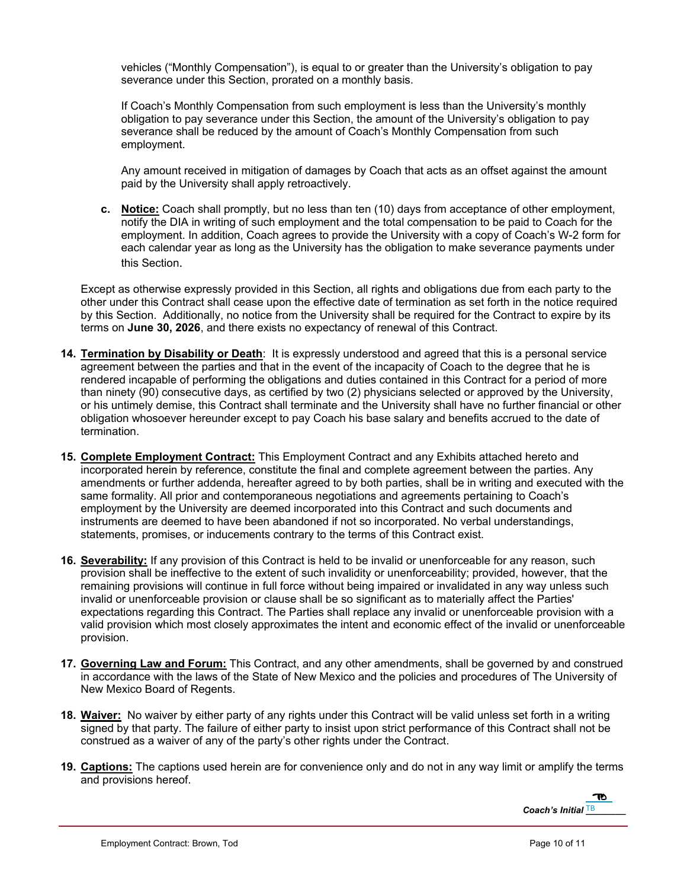vehicles ("Monthly Compensation"), is equal to or greater than the University's obligation to pay severance under this Section, prorated on a monthly basis.

If Coach's Monthly Compensation from such employment is less than the University's monthly obligation to pay severance under this Section, the amount of the University's obligation to pay severance shall be reduced by the amount of Coach's Monthly Compensation from such employment.

Any amount received in mitigation of damages by Coach that acts as an offset against the amount paid by the University shall apply retroactively.

**c. Notice:** Coach shall promptly, but no less than ten (10) days from acceptance of other employment, notify the DIA in writing of such employment and the total compensation to be paid to Coach for the employment. In addition, Coach agrees to provide the University with a copy of Coach's W-2 form for each calendar year as long as the University has the obligation to make severance payments under this Section.

Except as otherwise expressly provided in this Section, all rights and obligations due from each party to the other under this Contract shall cease upon the effective date of termination as set forth in the notice required by this Section. Additionally, no notice from the University shall be required for the Contract to expire by its terms on **June 30, 2026**, and there exists no expectancy of renewal of this Contract.

**14. Termination by Disability or Death**: It is expressly understood and agreed that this is a personal service agreement between the parties and that in the event of the incapacity of Coach to the degree that he is rendered incapable of performing the obligations and duties contained in this Contract for a period of more than ninety (90) consecutive days, as certified by two (2) physicians selected or approved by the University, or his untimely demise, this Contract shall terminate and the University shall have no further financial or other obligation whosoever hereunder except to pay Coach his base salary and benefits accrued to the date of termination.

**15. Complete Employment Contract:** This Employment Contract and any Exhibits attached hereto and incorporated herein by reference, constitute the final and complete agreement between the parties. Any amendments or further addenda, hereafter agreed to by both parties, shall be in writing and executed with the same formality. All prior and contemporaneous negotiations and agreements pertaining to Coach's employment by the University are deemed incorporated into this Contract and such documents and instruments are deemed to have been abandoned if not so incorporated. No verbal understandings, statements, promises, or inducements contrary to the terms of this Contract exist.

**16. Severability:** If any provision of this Contract is held to be invalid or unenforceable for any reason, such provision shall be ineffective to the extent of such invalidity or unenforceability; provided, however, that the remaining provisions will continue in full force without being impaired or invalidated in any way unless such invalid or unenforceable provision or clause shall be so significant as to materially affect the Parties' expectations regarding this Contract. The Parties shall replace any invalid or unenforceable provision with a valid provision which most closely approximates the intent and economic effect of the invalid or unenforceable provision.

**17. Governing Law and Forum:** This Contract, and any other amendments, shall be governed by and construed in accordance with the laws of the State of New Mexico and the policies and procedures of The University of New Mexico Board of Regents.

**18. Waiver:** No waiver by either party of any rights under this Contract will be valid unless set forth in a writing signed by that party. The failure of either party to insist upon strict performance of this Contract shall not be construed as a waiver of any of the party's other rights under the Contract.

**19. Captions:** The captions used herein are for convenience only and do not in any way limit or amplify the terms and provisions hereof.

*Coach's Initial* TB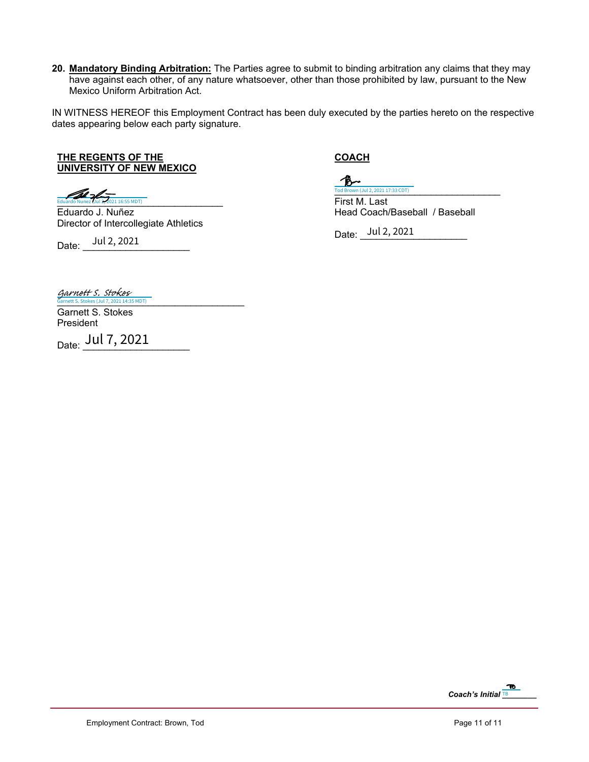**20. Mandatory Binding Arbitration:** The Parties agree to submit to binding arbitration any claims that they may have against each other, of any nature whatsoever, other than those prohibited by law, pursuant to the New Mexico Uniform Arbitration Act.

IN WITNESS HEREOF this Employment Contract has been duly executed by the parties hereto on the respective dates appearing below each party signature.

**THE REGENTS OF THE UNIVERSITY OF NEW MEXICO**

Eduardo Nunez (Jul 2, 2021 16:55 MDT)

Eduardo J. Nuñez
Director of Intercollegiate Athletics

Date: Jul 2, 2021

Garnett S. Stokes
Garnett S. Stokes (Jul 7, 2021 14:35 MDT)

Garnett S. Stokes
President

Date: Jul 7, 2021

**COACH**

Tod Brown (Jul 2, 2021 17:33 CDT)

First M. Last
Head Coach/Baseball / Baseball

Date: Jul 2, 2021

***Coach's Initial*** TB